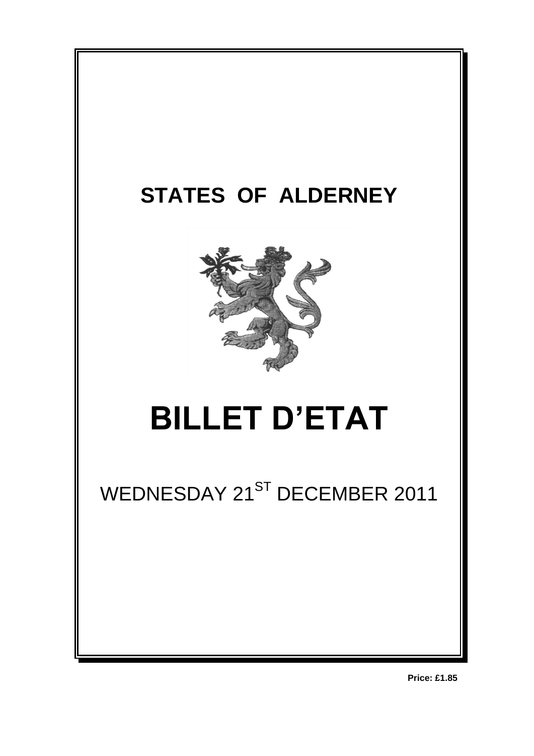# STATES OF ALDERNEY

# BILLET D'ETAT

WEDNESDAY 21[ST] DECEMBER 2011

**Price: £1.85**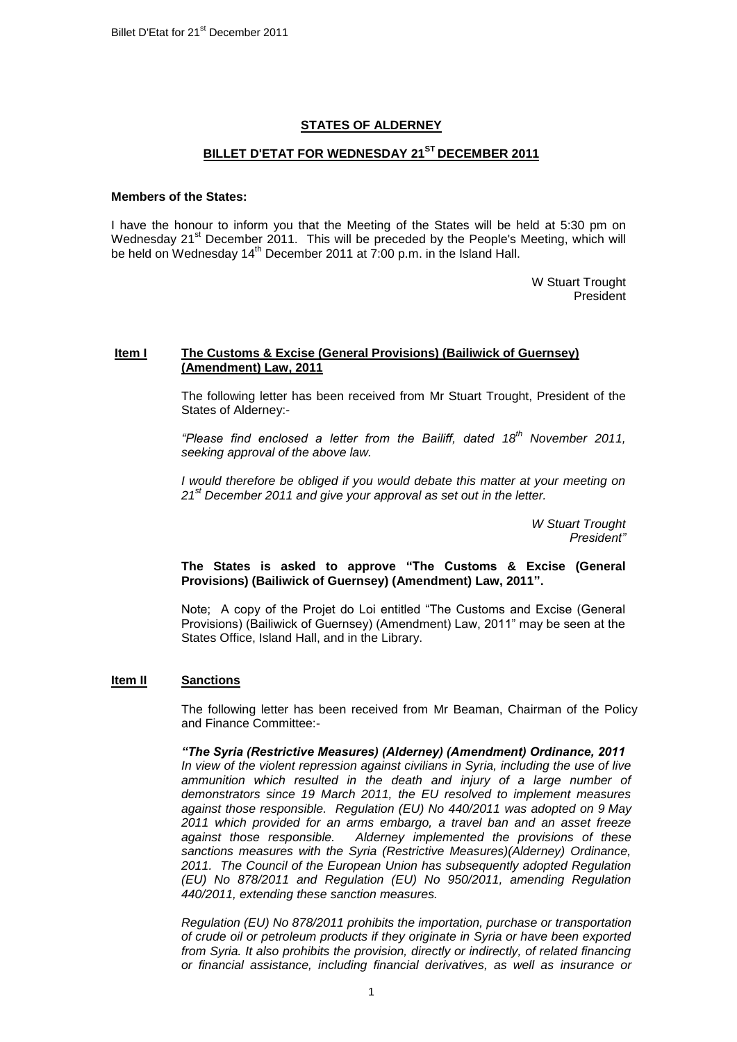## STATES OF ALDERNEY

## BILLET D'ETAT FOR WEDNESDAY 21$^{ST}$ DECEMBER 2011

**Members of the States:**

I have the honour to inform you that the Meeting of the States will be held at 5:30 pm on Wednesday 21$^{st}$ December 2011. This will be preceded by the People's Meeting, which will be held on Wednesday 14$^{th}$ December 2011 at 7:00 p.m. in the Island Hall.

W Stuart Trought
President

### Item I The Customs & Excise (General Provisions) (Bailiwick of Guernsey) (Amendment) Law, 2011

The following letter has been received from Mr Stuart Trought, President of the States of Alderney:-

*"Please find enclosed a letter from the Bailiff, dated 18$^{th}$ November 2011, seeking approval of the above law.*

*I would therefore be obliged if you would debate this matter at your meeting on 21$^{st}$ December 2011 and give your approval as set out in the letter.*

*W Stuart Trought*
*President"*

**The States is asked to approve "The Customs & Excise (General Provisions) (Bailiwick of Guernsey) (Amendment) Law, 2011".**

Note; A copy of the Projet do Loi entitled "The Customs and Excise (General Provisions) (Bailiwick of Guernsey) (Amendment) Law, 2011" may be seen at the States Office, Island Hall, and in the Library.

### Item II Sanctions

The following letter has been received from Mr Beaman, Chairman of the Policy and Finance Committee:-

***"The Syria (Restrictive Measures) (Alderney) (Amendment) Ordinance, 2011***
*In view of the violent repression against civilians in Syria, including the use of live ammunition which resulted in the death and injury of a large number of demonstrators since 19 March 2011, the EU resolved to implement measures against those responsible. Regulation (EU) No 440/2011 was adopted on 9 May 2011 which provided for an arms embargo, a travel ban and an asset freeze against those responsible. Alderney implemented the provisions of these sanctions measures with the Syria (Restrictive Measures)(Alderney) Ordinance, 2011. The Council of the European Union has subsequently adopted Regulation (EU) No 878/2011 and Regulation (EU) No 950/2011, amending Regulation 440/2011, extending these sanction measures.*

*Regulation (EU) No 878/2011 prohibits the importation, purchase or transportation of crude oil or petroleum products if they originate in Syria or have been exported from Syria. It also prohibits the provision, directly or indirectly, of related financing or financial assistance, including financial derivatives, as well as insurance or*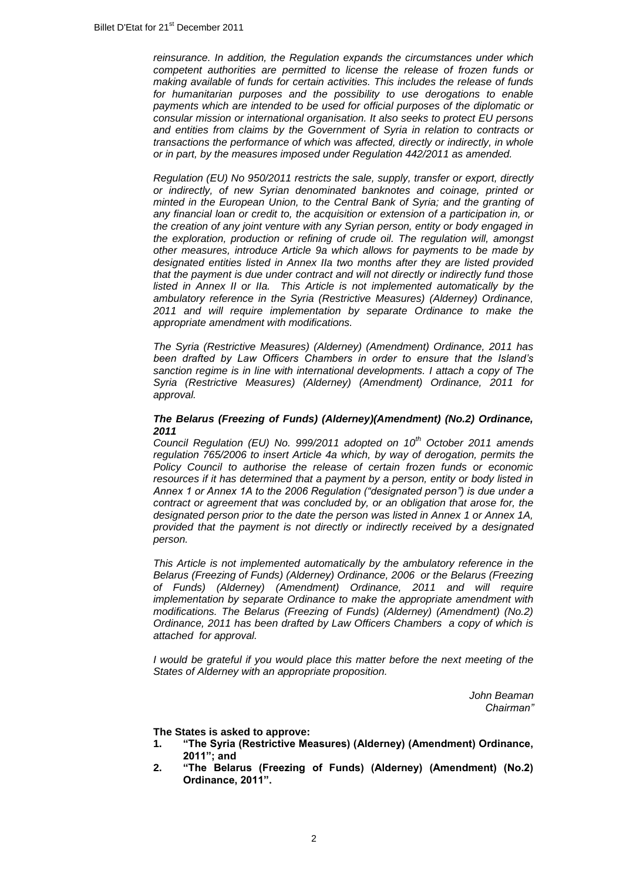*reinsurance. In addition, the Regulation expands the circumstances under which competent authorities are permitted to license the release of frozen funds or making available of funds for certain activities. This includes the release of funds for humanitarian purposes and the possibility to use derogations to enable payments which are intended to be used for official purposes of the diplomatic or consular mission or international organisation. It also seeks to protect EU persons and entities from claims by the Government of Syria in relation to contracts or transactions the performance of which was affected, directly or indirectly, in whole or in part, by the measures imposed under Regulation 442/2011 as amended.*

*Regulation (EU) No 950/2011 restricts the sale, supply, transfer or export, directly or indirectly, of new Syrian denominated banknotes and coinage, printed or minted in the European Union, to the Central Bank of Syria; and the granting of any financial loan or credit to, the acquisition or extension of a participation in, or the creation of any joint venture with any Syrian person, entity or body engaged in the exploration, production or refining of crude oil. The regulation will, amongst other measures, introduce Article 9a which allows for payments to be made by designated entities listed in Annex IIa two months after they are listed provided that the payment is due under contract and will not directly or indirectly fund those listed in Annex II or IIa. This Article is not implemented automatically by the ambulatory reference in the Syria (Restrictive Measures) (Alderney) Ordinance, 2011 and will require implementation by separate Ordinance to make the appropriate amendment with modifications.*

*The Syria (Restrictive Measures) (Alderney) (Amendment) Ordinance, 2011 has been drafted by Law Officers Chambers in order to ensure that the Island's sanction regime is in line with international developments. I attach a copy of The Syria (Restrictive Measures) (Alderney) (Amendment) Ordinance, 2011 for approval.*

***The Belarus (Freezing of Funds) (Alderney)(Amendment) (No.2) Ordinance, 2011***

*Council Regulation (EU) No. 999/2011 adopted on 10th October 2011 amends regulation 765/2006 to insert Article 4a which, by way of derogation, permits the Policy Council to authorise the release of certain frozen funds or economic resources if it has determined that a payment by a person, entity or body listed in Annex 1 or Annex 1A to the 2006 Regulation ("designated person") is due under a contract or agreement that was concluded by, or an obligation that arose for, the designated person prior to the date the person was listed in Annex 1 or Annex 1A, provided that the payment is not directly or indirectly received by a designated person.*

*This Article is not implemented automatically by the ambulatory reference in the Belarus (Freezing of Funds) (Alderney) Ordinance, 2006 or the Belarus (Freezing of Funds) (Alderney) (Amendment) Ordinance, 2011 and will require implementation by separate Ordinance to make the appropriate amendment with modifications. The Belarus (Freezing of Funds) (Alderney) (Amendment) (No.2) Ordinance, 2011 has been drafted by Law Officers Chambers a copy of which is attached for approval.*

*I would be grateful if you would place this matter before the next meeting of the States of Alderney with an appropriate proposition.*

*John Beaman*
*Chairman"*

**The States is asked to approve:**

1. **"The Syria (Restrictive Measures) (Alderney) (Amendment) Ordinance, 2011"; and**
2. **"The Belarus (Freezing of Funds) (Alderney) (Amendment) (No.2) Ordinance, 2011".**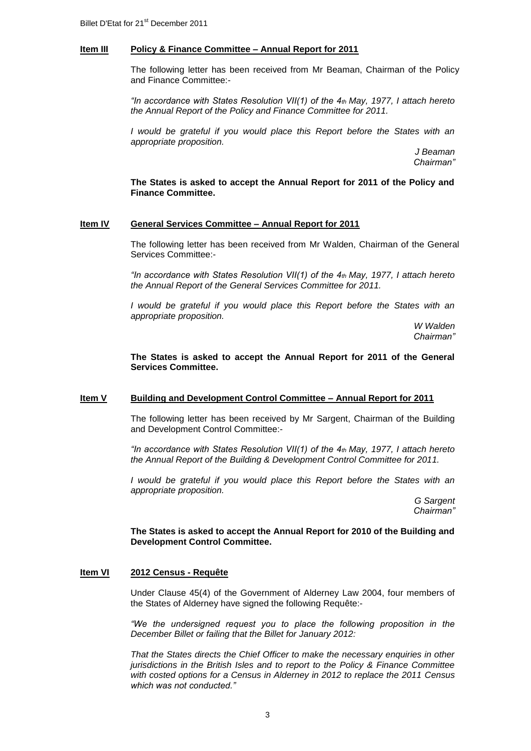## Item III **Policy & Finance Committee – Annual Report for 2011**

The following letter has been received from Mr Beaman, Chairman of the Policy and Finance Committee:-

*"In accordance with States Resolution VII(1) of the 4th May, 1977, I attach hereto the Annual Report of the Policy and Finance Committee for 2011.*

*I would be grateful if you would place this Report before the States with an appropriate proposition.*

*J Beaman*
*Chairman"*

**The States is asked to accept the Annual Report for 2011 of the Policy and Finance Committee.**

## Item IV **General Services Committee – Annual Report for 2011**

The following letter has been received from Mr Walden, Chairman of the General Services Committee:-

*"In accordance with States Resolution VII(1) of the 4th May, 1977, I attach hereto the Annual Report of the General Services Committee for 2011.*

*I would be grateful if you would place this Report before the States with an appropriate proposition.*

*W Walden*
*Chairman"*

**The States is asked to accept the Annual Report for 2011 of the General Services Committee.**

## Item V **Building and Development Control Committee – Annual Report for 2011**

The following letter has been received by Mr Sargent, Chairman of the Building and Development Control Committee:-

*"In accordance with States Resolution VII(1) of the 4th May, 1977, I attach hereto the Annual Report of the Building & Development Control Committee for 2011.*

*I would be grateful if you would place this Report before the States with an appropriate proposition.*

*G Sargent*
*Chairman"*

**The States is asked to accept the Annual Report for 2010 of the Building and Development Control Committee.**

## Item VI **2012 Census - Requête**

Under Clause 45(4) of the Government of Alderney Law 2004, four members of the States of Alderney have signed the following Requête:-

*"We the undersigned request you to place the following proposition in the December Billet or failing that the Billet for January 2012:*

*That the States directs the Chief Officer to make the necessary enquiries in other jurisdictions in the British Isles and to report to the Policy & Finance Committee with costed options for a Census in Alderney in 2012 to replace the 2011 Census which was not conducted."*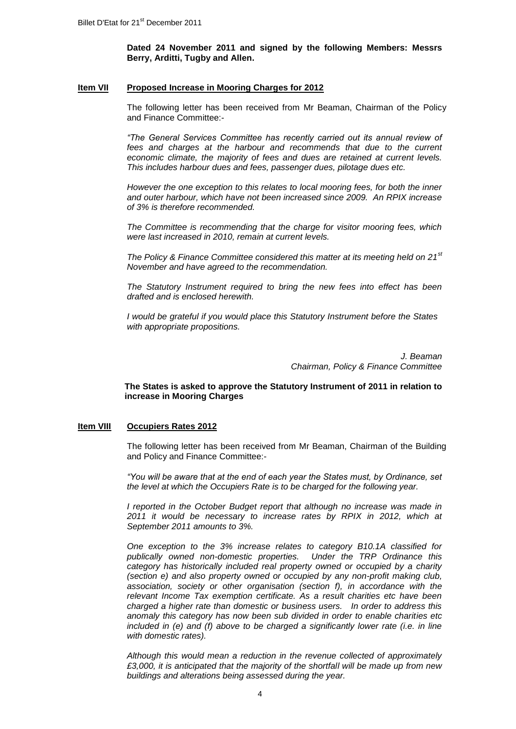**Dated 24 November 2011 and signed by the following Members: Messrs Berry, Arditti, Tugby and Allen.**

## Item VII Proposed Increase in Mooring Charges for 2012

The following letter has been received from Mr Beaman, Chairman of the Policy and Finance Committee:-

*"The General Services Committee has recently carried out its annual review of fees and charges at the harbour and recommends that due to the current economic climate, the majority of fees and dues are retained at current levels. This includes harbour dues and fees, passenger dues, pilotage dues etc.*

*However the one exception to this relates to local mooring fees, for both the inner and outer harbour, which have not been increased since 2009. An RPIX increase of 3% is therefore recommended.*

*The Committee is recommending that the charge for visitor mooring fees, which were last increased in 2010, remain at current levels.*

*The Policy & Finance Committee considered this matter at its meeting held on 21st November and have agreed to the recommendation.*

*The Statutory Instrument required to bring the new fees into effect has been drafted and is enclosed herewith.*

*I would be grateful if you would place this Statutory Instrument before the States with appropriate propositions.*

*J. Beaman*
*Chairman, Policy & Finance Committee*

**The States is asked to approve the Statutory Instrument of 2011 in relation to increase in Mooring Charges**

## Item VIII Occupiers Rates 2012

The following letter has been received from Mr Beaman, Chairman of the Building and Policy and Finance Committee:-

*"You will be aware that at the end of each year the States must, by Ordinance, set the level at which the Occupiers Rate is to be charged for the following year.*

*I reported in the October Budget report that although no increase was made in 2011 it would be necessary to increase rates by RPIX in 2012, which at September 2011 amounts to 3%.*

*One exception to the 3% increase relates to category B10.1A classified for publically owned non-domestic properties. Under the TRP Ordinance this category has historically included real property owned or occupied by a charity (section e) and also property owned or occupied by any non-profit making club, association, society or other organisation (section f), in accordance with the relevant Income Tax exemption certificate. As a result charities etc have been charged a higher rate than domestic or business users. In order to address this anomaly this category has now been sub divided in order to enable charities etc included in (e) and (f) above to be charged a significantly lower rate (i.e. in line with domestic rates).*

*Although this would mean a reduction in the revenue collected of approximately £3,000, it is anticipated that the majority of the shortfall will be made up from new buildings and alterations being assessed during the year.*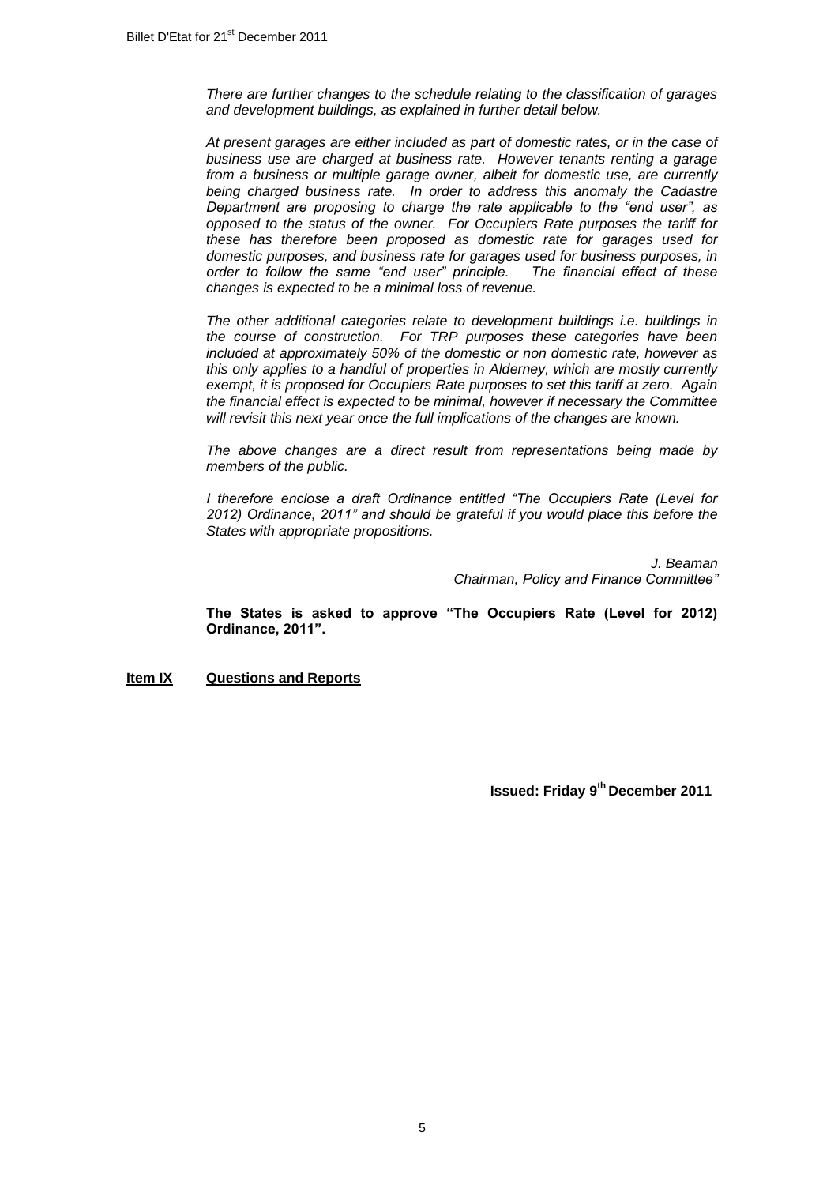*There are further changes to the schedule relating to the classification of garages and development buildings, as explained in further detail below.*

*At present garages are either included as part of domestic rates, or in the case of business use are charged at business rate. However tenants renting a garage from a business or multiple garage owner, albeit for domestic use, are currently being charged business rate. In order to address this anomaly the Cadastre Department are proposing to charge the rate applicable to the "end user", as opposed to the status of the owner. For Occupiers Rate purposes the tariff for these has therefore been proposed as domestic rate for garages used for domestic purposes, and business rate for garages used for business purposes, in order to follow the same "end user" principle. The financial effect of these changes is expected to be a minimal loss of revenue.*

*The other additional categories relate to development buildings i.e. buildings in the course of construction. For TRP purposes these categories have been included at approximately 50% of the domestic or non domestic rate, however as this only applies to a handful of properties in Alderney, which are mostly currently exempt, it is proposed for Occupiers Rate purposes to set this tariff at zero. Again the financial effect is expected to be minimal, however if necessary the Committee will revisit this next year once the full implications of the changes are known.*

*The above changes are a direct result from representations being made by members of the public.*

*I therefore enclose a draft Ordinance entitled "The Occupiers Rate (Level for 2012) Ordinance, 2011" and should be grateful if you would place this before the States with appropriate propositions.*

*J. Beaman*
*Chairman, Policy and Finance Committee"*

**The States is asked to approve "The Occupiers Rate (Level for 2012) Ordinance, 2011".**

**Item IX Questions and Reports**

**Issued: Friday 9th December 2011**